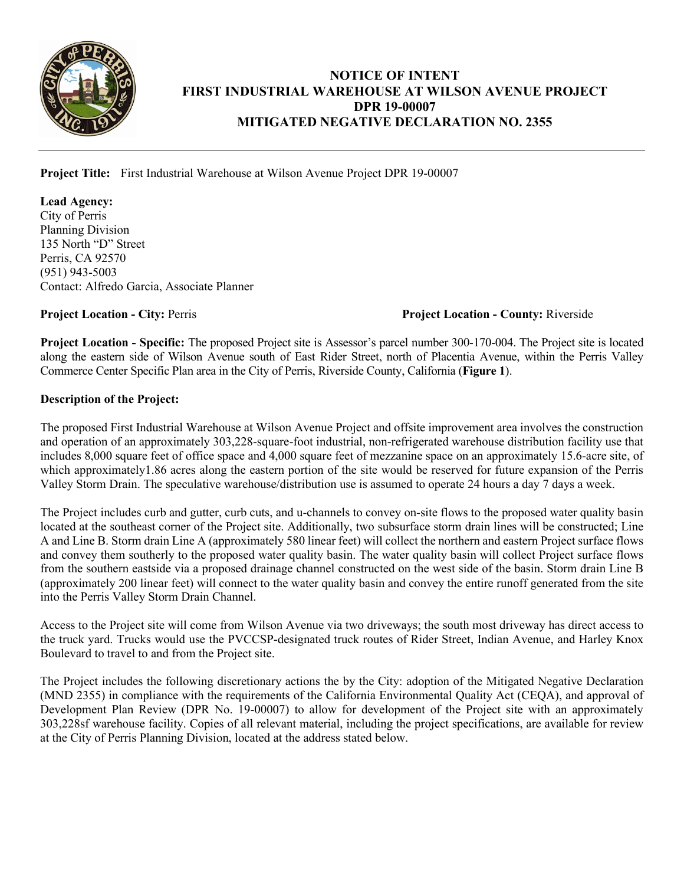# NOTICE OF INTENT
# FIRST INDUSTRIAL WAREHOUSE AT WILSON AVENUE PROJECT
# DPR 19-00007
# MITIGATED NEGATIVE DECLARATION NO. 2355

**Project Title:** First Industrial Warehouse at Wilson Avenue Project DPR 19-00007

**Lead Agency:**
City of Perris
Planning Division
135 North "D" Street
Perris, CA 92570
(951) 943-5003
Contact: Alfredo Garcia, Associate Planner

**Project Location - City:** Perris

**Project Location - County:** Riverside

**Project Location - Specific:** The proposed Project site is Assessor's parcel number 300-170-004. The Project site is located along the eastern side of Wilson Avenue south of East Rider Street, north of Placentia Avenue, within the Perris Valley Commerce Center Specific Plan area in the City of Perris, Riverside County, California (**Figure 1**).

**Description of the Project:**

The proposed First Industrial Warehouse at Wilson Avenue Project and offsite improvement area involves the construction and operation of an approximately 303,228-square-foot industrial, non-refrigerated warehouse distribution facility use that includes 8,000 square feet of office space and 4,000 square feet of mezzanine space on an approximately 15.6-acre site, of which approximately1.86 acres along the eastern portion of the site would be reserved for future expansion of the Perris Valley Storm Drain. The speculative warehouse/distribution use is assumed to operate 24 hours a day 7 days a week.

The Project includes curb and gutter, curb cuts, and u-channels to convey on-site flows to the proposed water quality basin located at the southeast corner of the Project site. Additionally, two subsurface storm drain lines will be constructed; Line A and Line B. Storm drain Line A (approximately 580 linear feet) will collect the northern and eastern Project surface flows and convey them southerly to the proposed water quality basin. The water quality basin will collect Project surface flows from the southern eastside via a proposed drainage channel constructed on the west side of the basin. Storm drain Line B (approximately 200 linear feet) will connect to the water quality basin and convey the entire runoff generated from the site into the Perris Valley Storm Drain Channel.

Access to the Project site will come from Wilson Avenue via two driveways; the south most driveway has direct access to the truck yard. Trucks would use the PVCCSP-designated truck routes of Rider Street, Indian Avenue, and Harley Knox Boulevard to travel to and from the Project site.

The Project includes the following discretionary actions the by the City: adoption of the Mitigated Negative Declaration (MND 2355) in compliance with the requirements of the California Environmental Quality Act (CEQA), and approval of Development Plan Review (DPR No. 19-00007) to allow for development of the Project site with an approximately 303,228sf warehouse facility. Copies of all relevant material, including the project specifications, are available for review at the City of Perris Planning Division, located at the address stated below.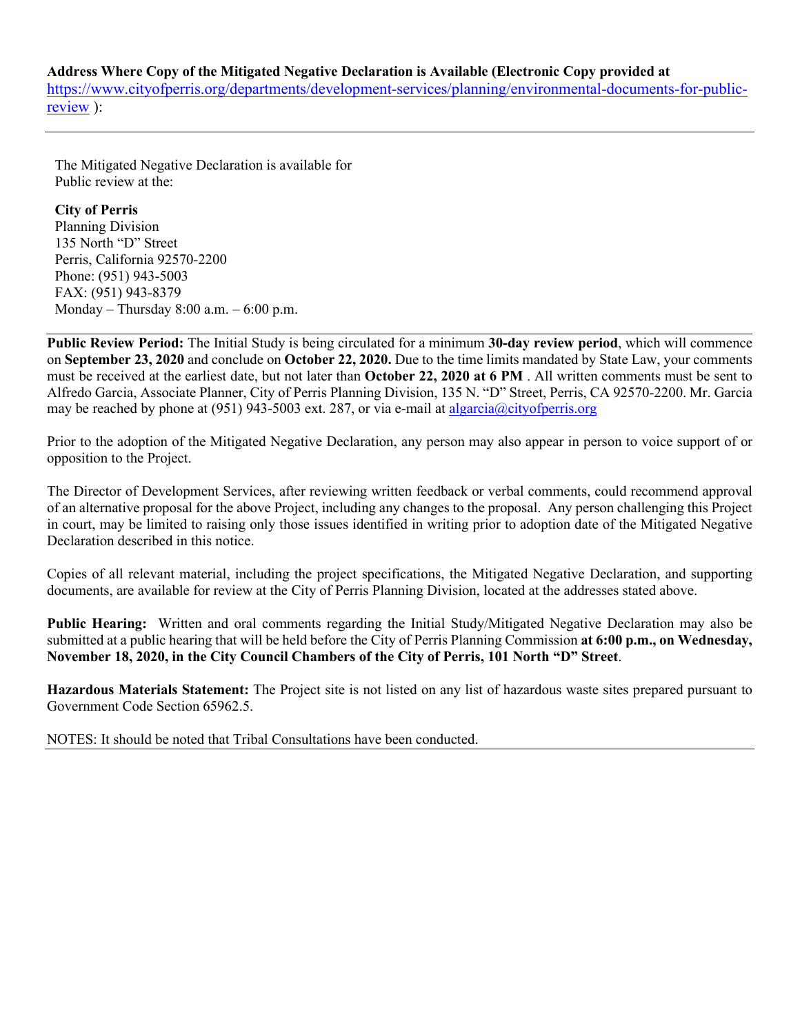**Address Where Copy of the Mitigated Negative Declaration is Available (Electronic Copy provided at** [https://www.cityofperris.org/departments/development-services/planning/environmental-documents-for-public-review](https://www.cityofperris.org/departments/development-services/planning/environmental-documents-for-public-review) ):

---

The Mitigated Negative Declaration is available for Public review at the:

**City of Perris**
Planning Division
135 North "D" Street
Perris, California 92570-2200
Phone: (951) 943-5003
FAX: (951) 943-8379
Monday – Thursday 8:00 a.m. – 6:00 p.m.

---

**Public Review Period:** The Initial Study is being circulated for a minimum **30-day review period**, which will commence on **September 23, 2020** and conclude on **October 22, 2020.** Due to the time limits mandated by State Law, your comments must be received at the earliest date, but not later than **October 22, 2020 at 6 PM** . All written comments must be sent to Alfredo Garcia, Associate Planner, City of Perris Planning Division, 135 N. "D" Street, Perris, CA 92570-2200. Mr. Garcia may be reached by phone at (951) 943-5003 ext. 287, or via e-mail at [algarcia@cityofperris.org](mailto:algarcia@cityofperris.org)

Prior to the adoption of the Mitigated Negative Declaration, any person may also appear in person to voice support of or opposition to the Project.

The Director of Development Services, after reviewing written feedback or verbal comments, could recommend approval of an alternative proposal for the above Project, including any changes to the proposal. Any person challenging this Project in court, may be limited to raising only those issues identified in writing prior to adoption date of the Mitigated Negative Declaration described in this notice.

Copies of all relevant material, including the project specifications, the Mitigated Negative Declaration, and supporting documents, are available for review at the City of Perris Planning Division, located at the addresses stated above.

**Public Hearing:** Written and oral comments regarding the Initial Study/Mitigated Negative Declaration may also be submitted at a public hearing that will be held before the City of Perris Planning Commission **at 6:00 p.m., on Wednesday, November 18, 2020, in the City Council Chambers of the City of Perris, 101 North "D" Street**.

**Hazardous Materials Statement:** The Project site is not listed on any list of hazardous waste sites prepared pursuant to Government Code Section 65962.5.

NOTES: It should be noted that Tribal Consultations have been conducted.

---